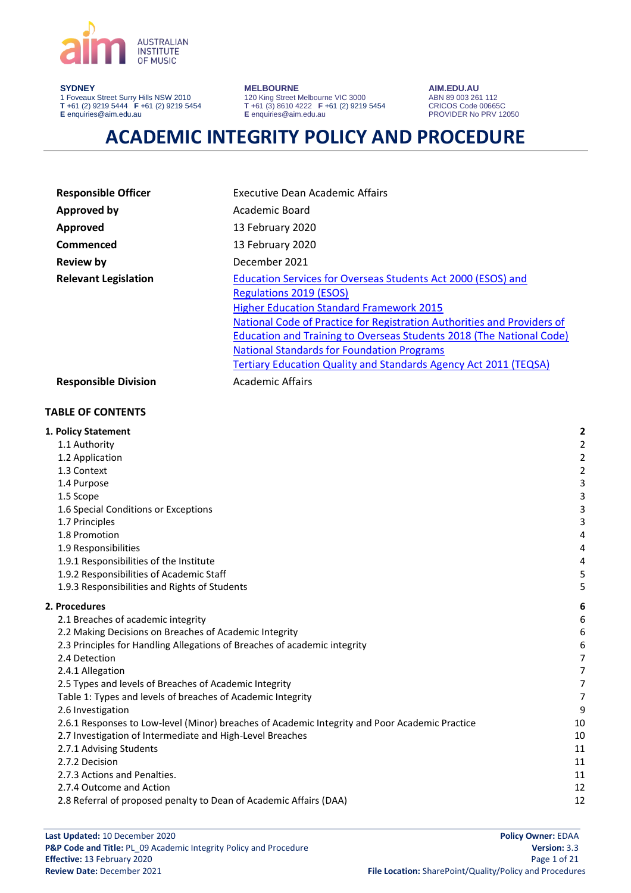AUSTRALIAN INSTITUTE OF MUSIC

**SYDNEY**
1 Foveaux Street Surry Hills NSW 2010
**T** +61 (2) 9219 5444 **F** +61 (2) 9219 5454
**E** enquiries@aim.edu.au

**MELBOURNE**
120 King Street Melbourne VIC 3000
**T** +61 (3) 8610 4222 **F** +61 (2) 9219 5454
**E** enquiries@aim.edu.au

**AIM.EDU.AU**
ABN 89 003 261 112
CRICOS Code 00665C
PROVIDER No PRV 12050

# ACADEMIC INTEGRITY POLICY AND PROCEDURE

| | |
|---|---|
| **Responsible Officer** | Executive Dean Academic Affairs |
| **Approved by** | Academic Board |
| **Approved** | 13 February 2020 |
| **Commenced** | 13 February 2020 |
| **Review by** | December 2021 |
| **Relevant Legislation** | Education Services for Overseas Students Act 2000 (ESOS) and Regulations 2019 (ESOS)<br>Higher Education Standard Framework 2015<br>National Code of Practice for Registration Authorities and Providers of Education and Training to Overseas Students 2018 (The National Code)<br>National Standards for Foundation Programs<br>Tertiary Education Quality and Standards Agency Act 2011 (TEQSA) |
| **Responsible Division** | Academic Affairs |

## TABLE OF CONTENTS

**1. Policy Statement** — 2
- 1.1 Authority — 2
- 1.2 Application — 2
- 1.3 Context — 2
- 1.4 Purpose — 3
- 1.5 Scope — 3
- 1.6 Special Conditions or Exceptions — 3
- 1.7 Principles — 3
- 1.8 Promotion — 4
- 1.9 Responsibilities — 4
- 1.9.1 Responsibilities of the Institute — 4
- 1.9.2 Responsibilities of Academic Staff — 5
- 1.9.3 Responsibilities and Rights of Students — 5

**2. Procedures** — 6
- 2.1 Breaches of academic integrity — 6
- 2.2 Making Decisions on Breaches of Academic Integrity — 6
- 2.3 Principles for Handling Allegations of Breaches of academic integrity — 6
- 2.4 Detection — 7
- 2.4.1 Allegation — 7
- 2.5 Types and levels of Breaches of Academic Integrity — 7
- Table 1: Types and levels of breaches of Academic Integrity — 7
- 2.6 Investigation — 9
- 2.6.1 Responses to Low-level (Minor) breaches of Academic Integrity and Poor Academic Practice — 10
- 2.7 Investigation of Intermediate and High-Level Breaches — 10
- 2.7.1 Advising Students — 11
- 2.7.2 Decision — 11
- 2.7.3 Actions and Penalties. — 11
- 2.7.4 Outcome and Action — 12
- 2.8 Referral of proposed penalty to Dean of Academic Affairs (DAA) — 12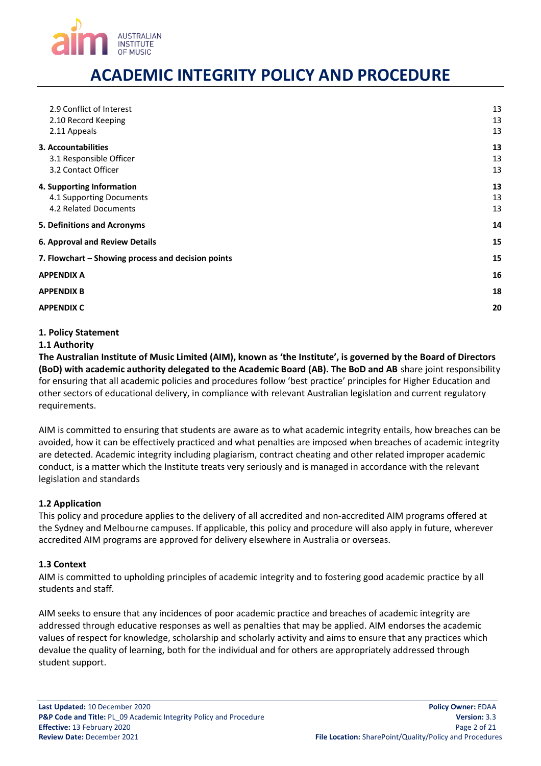| | |
|---|---|
| 2.9 Conflict of Interest | 13 |
| 2.10 Record Keeping | 13 |
| 2.11 Appeals | 13 |
| **3. Accountabilities** | **13** |
| 3.1 Responsible Officer | 13 |
| 3.2 Contact Officer | 13 |
| **4. Supporting Information** | **13** |
| 4.1 Supporting Documents | 13 |
| 4.2 Related Documents | 13 |
| **5. Definitions and Acronyms** | **14** |
| **6. Approval and Review Details** | **15** |
| **7. Flowchart – Showing process and decision points** | **15** |
| **APPENDIX A** | **16** |
| **APPENDIX B** | **18** |
| **APPENDIX C** | **20** |

## 1. Policy Statement

### 1.1 Authority

**The Australian Institute of Music Limited (AIM), known as 'the Institute', is governed by the Board of Directors (BoD) with academic authority delegated to the Academic Board (AB). The BoD and AB** share joint responsibility for ensuring that all academic policies and procedures follow 'best practice' principles for Higher Education and other sectors of educational delivery, in compliance with relevant Australian legislation and current regulatory requirements.

AIM is committed to ensuring that students are aware as to what academic integrity entails, how breaches can be avoided, how it can be effectively practiced and what penalties are imposed when breaches of academic integrity are detected. Academic integrity including plagiarism, contract cheating and other related improper academic conduct, is a matter which the Institute treats very seriously and is managed in accordance with the relevant legislation and standards

### 1.2 Application

This policy and procedure applies to the delivery of all accredited and non-accredited AIM programs offered at the Sydney and Melbourne campuses. If applicable, this policy and procedure will also apply in future, wherever accredited AIM programs are approved for delivery elsewhere in Australia or overseas.

### 1.3 Context

AIM is committed to upholding principles of academic integrity and to fostering good academic practice by all students and staff.

AIM seeks to ensure that any incidences of poor academic practice and breaches of academic integrity are addressed through educative responses as well as penalties that may be applied. AIM endorses the academic values of respect for knowledge, scholarship and scholarly activity and aims to ensure that any practices which devalue the quality of learning, both for the individual and for others are appropriately addressed through student support.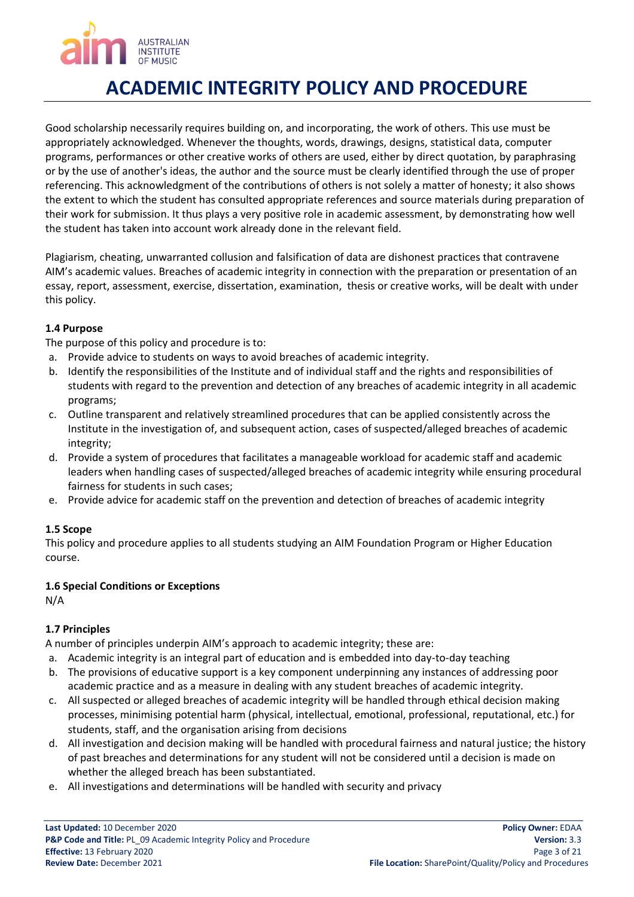# ACADEMIC INTEGRITY POLICY AND PROCEDURE

Good scholarship necessarily requires building on, and incorporating, the work of others. This use must be appropriately acknowledged. Whenever the thoughts, words, drawings, designs, statistical data, computer programs, performances or other creative works of others are used, either by direct quotation, by paraphrasing or by the use of another's ideas, the author and the source must be clearly identified through the use of proper referencing. This acknowledgment of the contributions of others is not solely a matter of honesty; it also shows the extent to which the student has consulted appropriate references and source materials during preparation of their work for submission. It thus plays a very positive role in academic assessment, by demonstrating how well the student has taken into account work already done in the relevant field.

Plagiarism, cheating, unwarranted collusion and falsification of data are dishonest practices that contravene AIM's academic values. Breaches of academic integrity in connection with the preparation or presentation of an essay, report, assessment, exercise, dissertation, examination, thesis or creative works, will be dealt with under this policy.

### 1.4 Purpose

The purpose of this policy and procedure is to:

a. Provide advice to students on ways to avoid breaches of academic integrity.
b. Identify the responsibilities of the Institute and of individual staff and the rights and responsibilities of students with regard to the prevention and detection of any breaches of academic integrity in all academic programs;
c. Outline transparent and relatively streamlined procedures that can be applied consistently across the Institute in the investigation of, and subsequent action, cases of suspected/alleged breaches of academic integrity;
d. Provide a system of procedures that facilitates a manageable workload for academic staff and academic leaders when handling cases of suspected/alleged breaches of academic integrity while ensuring procedural fairness for students in such cases;
e. Provide advice for academic staff on the prevention and detection of breaches of academic integrity

### 1.5 Scope

This policy and procedure applies to all students studying an AIM Foundation Program or Higher Education course.

### 1.6 Special Conditions or Exceptions

N/A

### 1.7 Principles

A number of principles underpin AIM's approach to academic integrity; these are:

a. Academic integrity is an integral part of education and is embedded into day-to-day teaching
b. The provisions of educative support is a key component underpinning any instances of addressing poor academic practice and as a measure in dealing with any student breaches of academic integrity.
c. All suspected or alleged breaches of academic integrity will be handled through ethical decision making processes, minimising potential harm (physical, intellectual, emotional, professional, reputational, etc.) for students, staff, and the organisation arising from decisions
d. All investigation and decision making will be handled with procedural fairness and natural justice; the history of past breaches and determinations for any student will not be considered until a decision is made on whether the alleged breach has been substantiated.
e. All investigations and determinations will be handled with security and privacy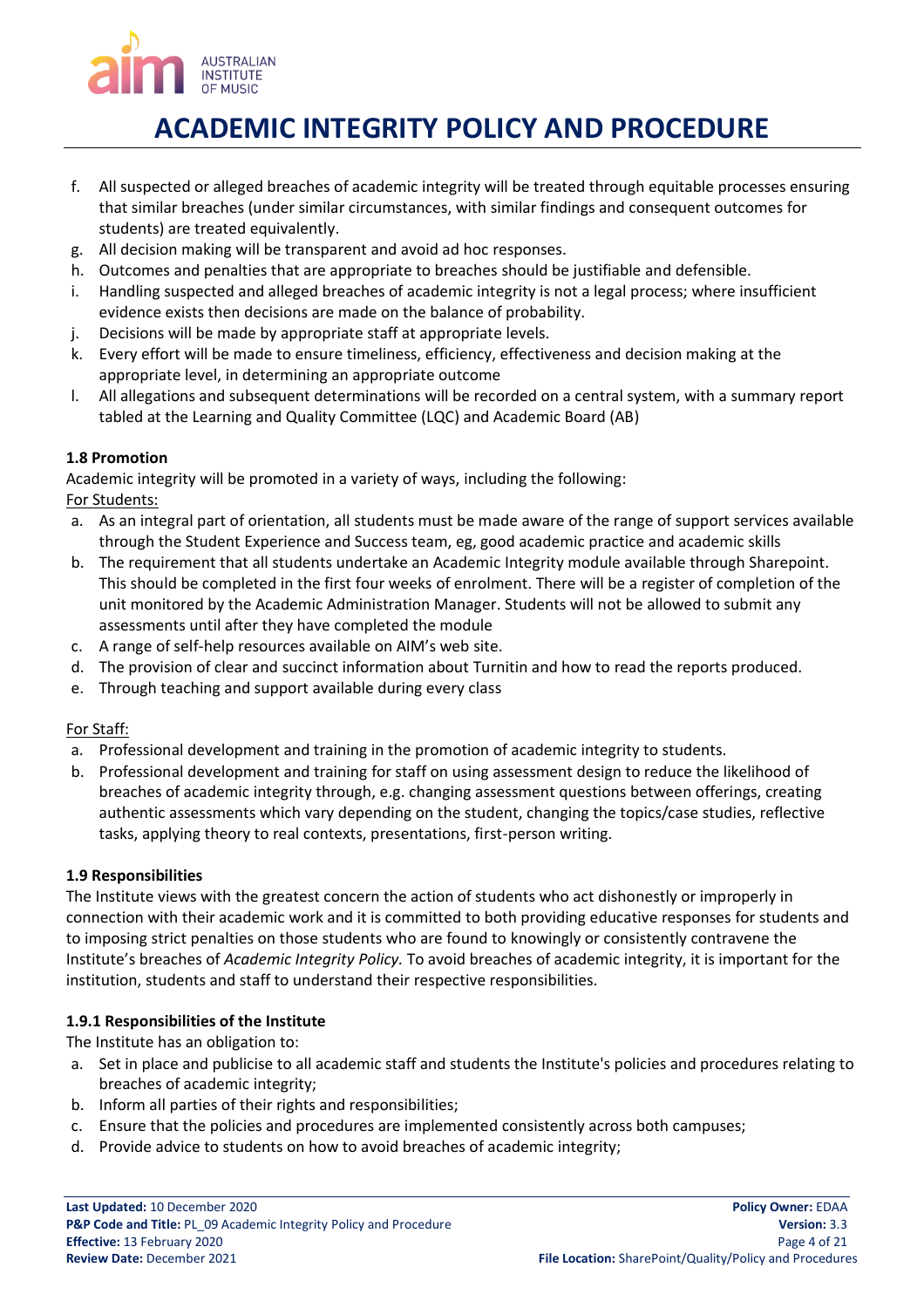f. All suspected or alleged breaches of academic integrity will be treated through equitable processes ensuring that similar breaches (under similar circumstances, with similar findings and consequent outcomes for students) are treated equivalently.
g. All decision making will be transparent and avoid ad hoc responses.
h. Outcomes and penalties that are appropriate to breaches should be justifiable and defensible.
i. Handling suspected and alleged breaches of academic integrity is not a legal process; where insufficient evidence exists then decisions are made on the balance of probability.
j. Decisions will be made by appropriate staff at appropriate levels.
k. Every effort will be made to ensure timeliness, efficiency, effectiveness and decision making at the appropriate level, in determining an appropriate outcome
l. All allegations and subsequent determinations will be recorded on a central system, with a summary report tabled at the Learning and Quality Committee (LQC) and Academic Board (AB)

**1.8 Promotion**

Academic integrity will be promoted in a variety of ways, including the following:

For Students:

a. As an integral part of orientation, all students must be made aware of the range of support services available through the Student Experience and Success team, eg, good academic practice and academic skills
b. The requirement that all students undertake an Academic Integrity module available through Sharepoint. This should be completed in the first four weeks of enrolment. There will be a register of completion of the unit monitored by the Academic Administration Manager. Students will not be allowed to submit any assessments until after they have completed the module
c. A range of self-help resources available on AIM's web site.
d. The provision of clear and succinct information about Turnitin and how to read the reports produced.
e. Through teaching and support available during every class

For Staff:

a. Professional development and training in the promotion of academic integrity to students.
b. Professional development and training for staff on using assessment design to reduce the likelihood of breaches of academic integrity through, e.g. changing assessment questions between offerings, creating authentic assessments which vary depending on the student, changing the topics/case studies, reflective tasks, applying theory to real contexts, presentations, first-person writing.

**1.9 Responsibilities**

The Institute views with the greatest concern the action of students who act dishonestly or improperly in connection with their academic work and it is committed to both providing educative responses for students and to imposing strict penalties on those students who are found to knowingly or consistently contravene the Institute's breaches of *Academic Integrity Policy.* To avoid breaches of academic integrity, it is important for the institution, students and staff to understand their respective responsibilities.

**1.9.1 Responsibilities of the Institute**

The Institute has an obligation to:

a. Set in place and publicise to all academic staff and students the Institute's policies and procedures relating to breaches of academic integrity;
b. Inform all parties of their rights and responsibilities;
c. Ensure that the policies and procedures are implemented consistently across both campuses;
d. Provide advice to students on how to avoid breaches of academic integrity;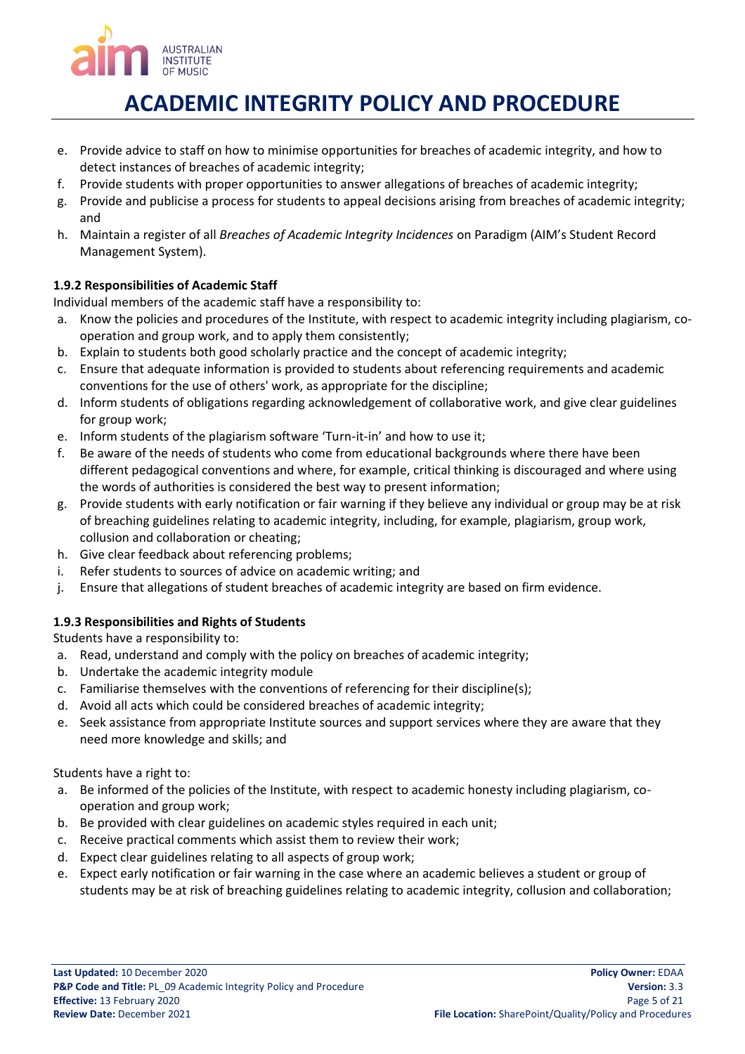e. Provide advice to staff on how to minimise opportunities for breaches of academic integrity, and how to detect instances of breaches of academic integrity;
f. Provide students with proper opportunities to answer allegations of breaches of academic integrity;
g. Provide and publicise a process for students to appeal decisions arising from breaches of academic integrity; and
h. Maintain a register of all *Breaches of Academic Integrity Incidences* on Paradigm (AIM's Student Record Management System).

**1.9.2 Responsibilities of Academic Staff**

Individual members of the academic staff have a responsibility to:

a. Know the policies and procedures of the Institute, with respect to academic integrity including plagiarism, co-operation and group work, and to apply them consistently;
b. Explain to students both good scholarly practice and the concept of academic integrity;
c. Ensure that adequate information is provided to students about referencing requirements and academic conventions for the use of others' work, as appropriate for the discipline;
d. Inform students of obligations regarding acknowledgement of collaborative work, and give clear guidelines for group work;
e. Inform students of the plagiarism software 'Turn-it-in' and how to use it;
f. Be aware of the needs of students who come from educational backgrounds where there have been different pedagogical conventions and where, for example, critical thinking is discouraged and where using the words of authorities is considered the best way to present information;
g. Provide students with early notification or fair warning if they believe any individual or group may be at risk of breaching guidelines relating to academic integrity, including, for example, plagiarism, group work, collusion and collaboration or cheating;
h. Give clear feedback about referencing problems;
i. Refer students to sources of advice on academic writing; and
j. Ensure that allegations of student breaches of academic integrity are based on firm evidence.

**1.9.3 Responsibilities and Rights of Students**

Students have a responsibility to:

a. Read, understand and comply with the policy on breaches of academic integrity;
b. Undertake the academic integrity module
c. Familiarise themselves with the conventions of referencing for their discipline(s);
d. Avoid all acts which could be considered breaches of academic integrity;
e. Seek assistance from appropriate Institute sources and support services where they are aware that they need more knowledge and skills; and

Students have a right to:

a. Be informed of the policies of the Institute, with respect to academic honesty including plagiarism, co-operation and group work;
b. Be provided with clear guidelines on academic styles required in each unit;
c. Receive practical comments which assist them to review their work;
d. Expect clear guidelines relating to all aspects of group work;
e. Expect early notification or fair warning in the case where an academic believes a student or group of students may be at risk of breaching guidelines relating to academic integrity, collusion and collaboration;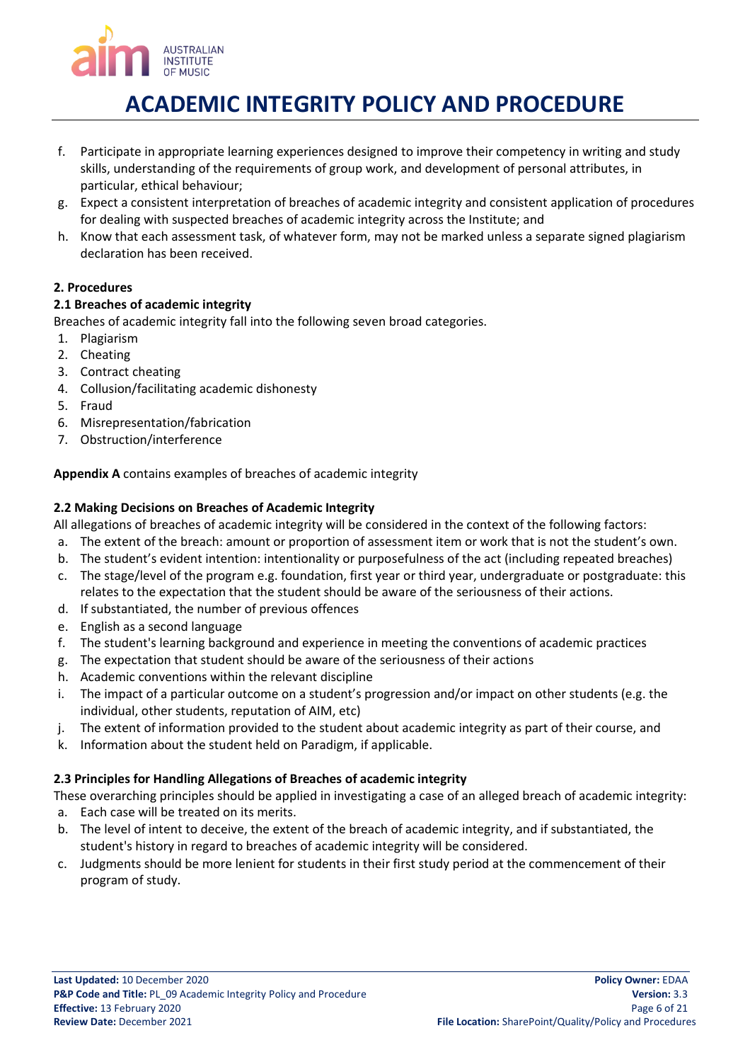f. Participate in appropriate learning experiences designed to improve their competency in writing and study skills, understanding of the requirements of group work, and development of personal attributes, in particular, ethical behaviour;
g. Expect a consistent interpretation of breaches of academic integrity and consistent application of procedures for dealing with suspected breaches of academic integrity across the Institute; and
h. Know that each assessment task, of whatever form, may not be marked unless a separate signed plagiarism declaration has been received.

## 2. Procedures

### 2.1 Breaches of academic integrity

Breaches of academic integrity fall into the following seven broad categories.

1. Plagiarism
2. Cheating
3. Contract cheating
4. Collusion/facilitating academic dishonesty
5. Fraud
6. Misrepresentation/fabrication
7. Obstruction/interference

**Appendix A** contains examples of breaches of academic integrity

### 2.2 Making Decisions on Breaches of Academic Integrity

All allegations of breaches of academic integrity will be considered in the context of the following factors:

a. The extent of the breach: amount or proportion of assessment item or work that is not the student's own.
b. The student's evident intention: intentionality or purposefulness of the act (including repeated breaches)
c. The stage/level of the program e.g. foundation, first year or third year, undergraduate or postgraduate: this relates to the expectation that the student should be aware of the seriousness of their actions.
d. If substantiated, the number of previous offences
e. English as a second language
f. The student's learning background and experience in meeting the conventions of academic practices
g. The expectation that student should be aware of the seriousness of their actions
h. Academic conventions within the relevant discipline
i. The impact of a particular outcome on a student's progression and/or impact on other students (e.g. the individual, other students, reputation of AIM, etc)
j. The extent of information provided to the student about academic integrity as part of their course, and
k. Information about the student held on Paradigm, if applicable.

### 2.3 Principles for Handling Allegations of Breaches of academic integrity

These overarching principles should be applied in investigating a case of an alleged breach of academic integrity:

a. Each case will be treated on its merits.
b. The level of intent to deceive, the extent of the breach of academic integrity, and if substantiated, the student's history in regard to breaches of academic integrity will be considered.
c. Judgments should be more lenient for students in their first study period at the commencement of their program of study.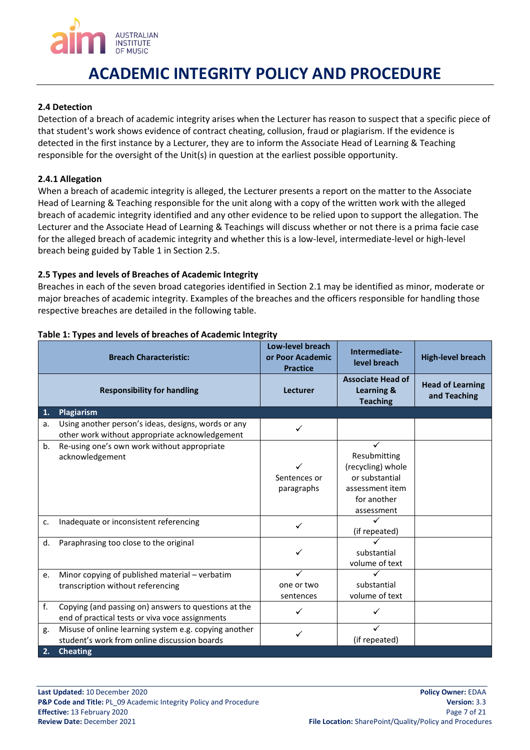# ACADEMIC INTEGRITY POLICY AND PROCEDURE

### 2.4 Detection

Detection of a breach of academic integrity arises when the Lecturer has reason to suspect that a specific piece of that student's work shows evidence of contract cheating, collusion, fraud or plagiarism. If the evidence is detected in the first instance by a Lecturer, they are to inform the Associate Head of Learning & Teaching responsible for the oversight of the Unit(s) in question at the earliest possible opportunity.

#### 2.4.1 Allegation

When a breach of academic integrity is alleged, the Lecturer presents a report on the matter to the Associate Head of Learning & Teaching responsible for the unit along with a copy of the written work with the alleged breach of academic integrity identified and any other evidence to be relied upon to support the allegation. The Lecturer and the Associate Head of Learning & Teachings will discuss whether or not there is a prima facie case for the alleged breach of academic integrity and whether this is a low-level, intermediate-level or high-level breach being guided by Table 1 in Section 2.5.

### 2.5 Types and levels of Breaches of Academic Integrity

Breaches in each of the seven broad categories identified in Section 2.1 may be identified as minor, moderate or major breaches of academic integrity. Examples of the breaches and the officers responsible for handling those respective breaches are detailed in the following table.

**Table 1: Types and levels of breaches of Academic Integrity**

| | Breach Characteristic: | Low-level breach or Poor Academic Practice | Intermediate-level breach | High-level breach |
|---|---|---|---|---|
| | **Responsibility for handling** | **Lecturer** | **Associate Head of Learning & Teaching** | **Head of Learning and Teaching** |
| **1.** | **Plagiarism** | | | |
| a. | Using another person's ideas, designs, words or any other work without appropriate acknowledgement | ✓ | | |
| b. | Re-using one's own work without appropriate acknowledgement | ✓ Sentences or paragraphs | ✓ Resubmitting (recycling) whole or substantial assessment item for another assessment | |
| c. | Inadequate or inconsistent referencing | ✓ | ✓ (if repeated) | |
| d. | Paraphrasing too close to the original | ✓ | ✓ substantial volume of text | |
| e. | Minor copying of published material – verbatim transcription without referencing | ✓ one or two sentences | ✓ substantial volume of text | |
| f. | Copying (and passing on) answers to questions at the end of practical tests or viva voce assignments | ✓ | ✓ | |
| g. | Misuse of online learning system e.g. copying another student's work from online discussion boards | ✓ | ✓ (if repeated) | |
| **2.** | **Cheating** | | | |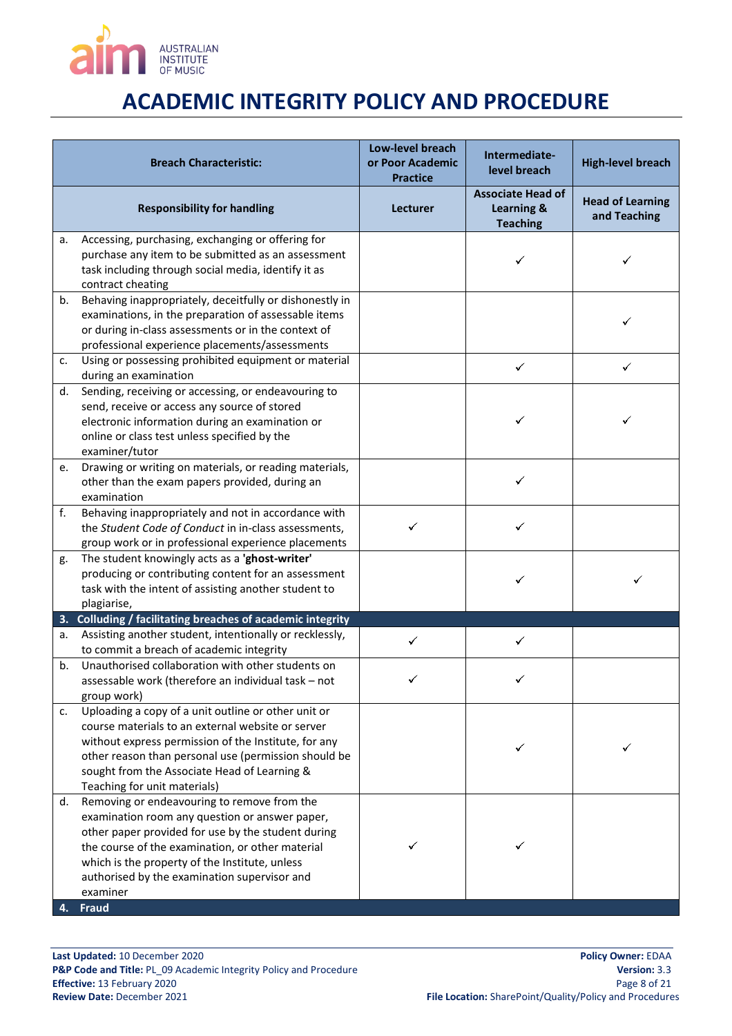# ACADEMIC INTEGRITY POLICY AND PROCEDURE

| Breach Characteristic: | Low-level breach or Poor Academic Practice | Intermediate-level breach | High-level breach |
|---|---|---|---|
| **Responsibility for handling** | **Lecturer** | **Associate Head of Learning & Teaching** | **Head of Learning and Teaching** |
| a. Accessing, purchasing, exchanging or offering for purchase any item to be submitted as an assessment task including through social media, identify it as contract cheating | | ✓ | ✓ |
| b. Behaving inappropriately, deceitfully or dishonestly in examinations, in the preparation of assessable items or during in-class assessments or in the context of professional experience placements/assessments | | | ✓ |
| c. Using or possessing prohibited equipment or material during an examination | | ✓ | ✓ |
| d. Sending, receiving or accessing, or endeavouring to send, receive or access any source of stored electronic information during an examination or online or class test unless specified by the examiner/tutor | | ✓ | ✓ |
| e. Drawing or writing on materials, or reading materials, other than the exam papers provided, during an examination | | ✓ | |
| f. Behaving inappropriately and not in accordance with the *Student Code of Conduct* in in-class assessments, group work or in professional experience placements | ✓ | ✓ | |
| g. The student knowingly acts as a **'ghost-writer'** producing or contributing content for an assessment task with the intent of assisting another student to plagiarise, | | ✓ | ✓ |
| **3. Colluding / facilitating breaches of academic integrity** | | | |
| a. Assisting another student, intentionally or recklessly, to commit a breach of academic integrity | ✓ | ✓ | |
| b. Unauthorised collaboration with other students on assessable work (therefore an individual task – not group work) | ✓ | ✓ | |
| c. Uploading a copy of a unit outline or other unit or course materials to an external website or server without express permission of the Institute, for any other reason than personal use (permission should be sought from the Associate Head of Learning & Teaching for unit materials) | | ✓ | ✓ |
| d. Removing or endeavouring to remove from the examination room any question or answer paper, other paper provided for use by the student during the course of the examination, or other material which is the property of the Institute, unless authorised by the examination supervisor and examiner | ✓ | ✓ | |
| **4. Fraud** | | | |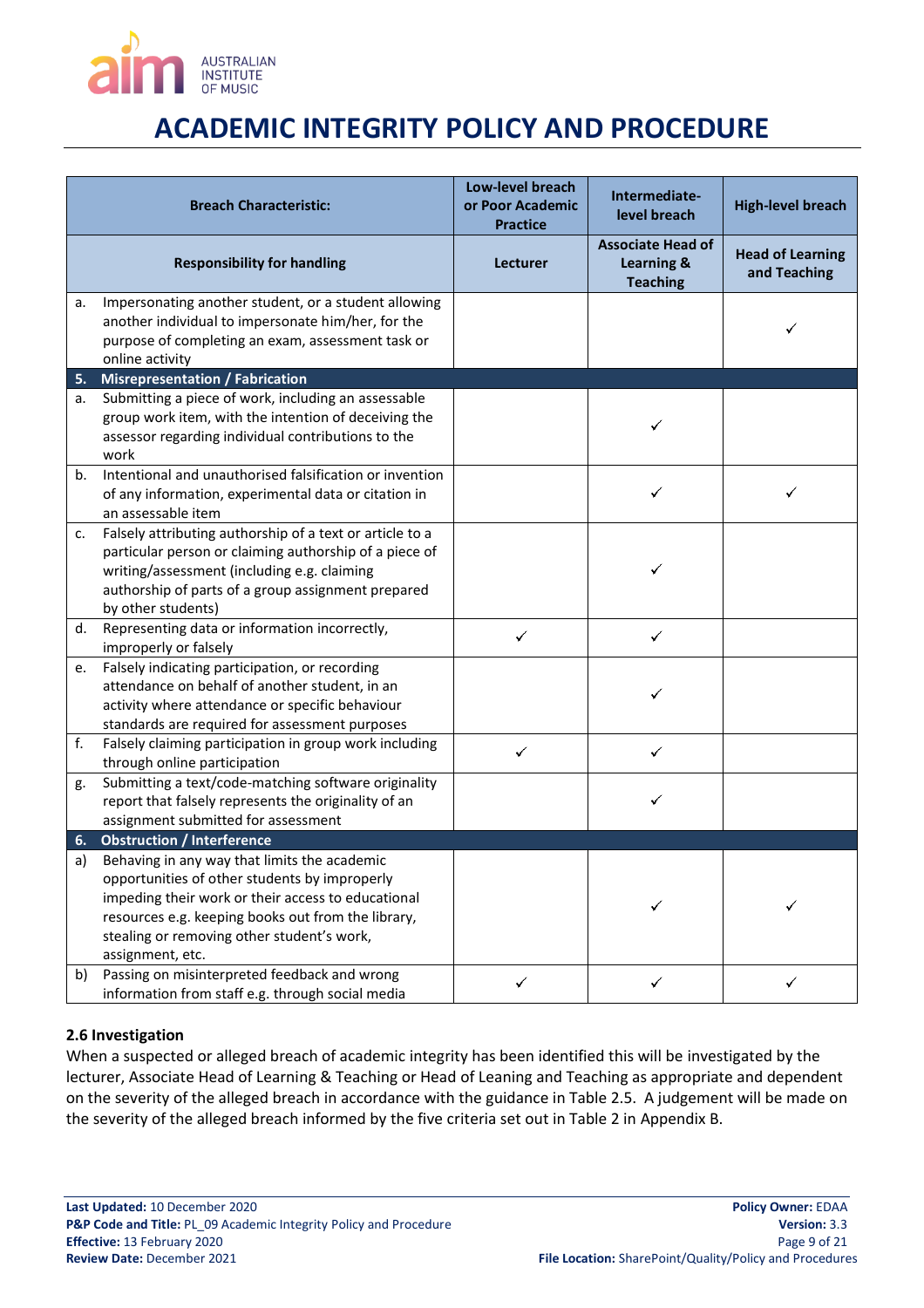| Breach Characteristic: | Low-level breach or Poor Academic Practice | Intermediate-level breach | High-level breach |
|---|---|---|---|
| **Responsibility for handling** | **Lecturer** | **Associate Head of Learning & Teaching** | **Head of Learning and Teaching** |
| a. Impersonating another student, or a student allowing another individual to impersonate him/her, for the purpose of completing an exam, assessment task or online activity | | | ✓ |
| **5. Misrepresentation / Fabrication** | | | |
| a. Submitting a piece of work, including an assessable group work item, with the intention of deceiving the assessor regarding individual contributions to the work | | ✓ | |
| b. Intentional and unauthorised falsification or invention of any information, experimental data or citation in an assessable item | | ✓ | ✓ |
| c. Falsely attributing authorship of a text or article to a particular person or claiming authorship of a piece of writing/assessment (including e.g. claiming authorship of parts of a group assignment prepared by other students) | | ✓ | |
| d. Representing data or information incorrectly, improperly or falsely | ✓ | ✓ | |
| e. Falsely indicating participation, or recording attendance on behalf of another student, in an activity where attendance or specific behaviour standards are required for assessment purposes | | ✓ | |
| f. Falsely claiming participation in group work including through online participation | ✓ | ✓ | |
| g. Submitting a text/code-matching software originality report that falsely represents the originality of an assignment submitted for assessment | | ✓ | |
| **6. Obstruction / Interference** | | | |
| a) Behaving in any way that limits the academic opportunities of other students by improperly impeding their work or their access to educational resources e.g. keeping books out from the library, stealing or removing other student's work, assignment, etc. | | ✓ | ✓ |
| b) Passing on misinterpreted feedback and wrong information from staff e.g. through social media | ✓ | ✓ | ✓ |

### 2.6 Investigation

When a suspected or alleged breach of academic integrity has been identified this will be investigated by the lecturer, Associate Head of Learning & Teaching or Head of Leaning and Teaching as appropriate and dependent on the severity of the alleged breach in accordance with the guidance in Table 2.5. A judgement will be made on the severity of the alleged breach informed by the five criteria set out in Table 2 in Appendix B.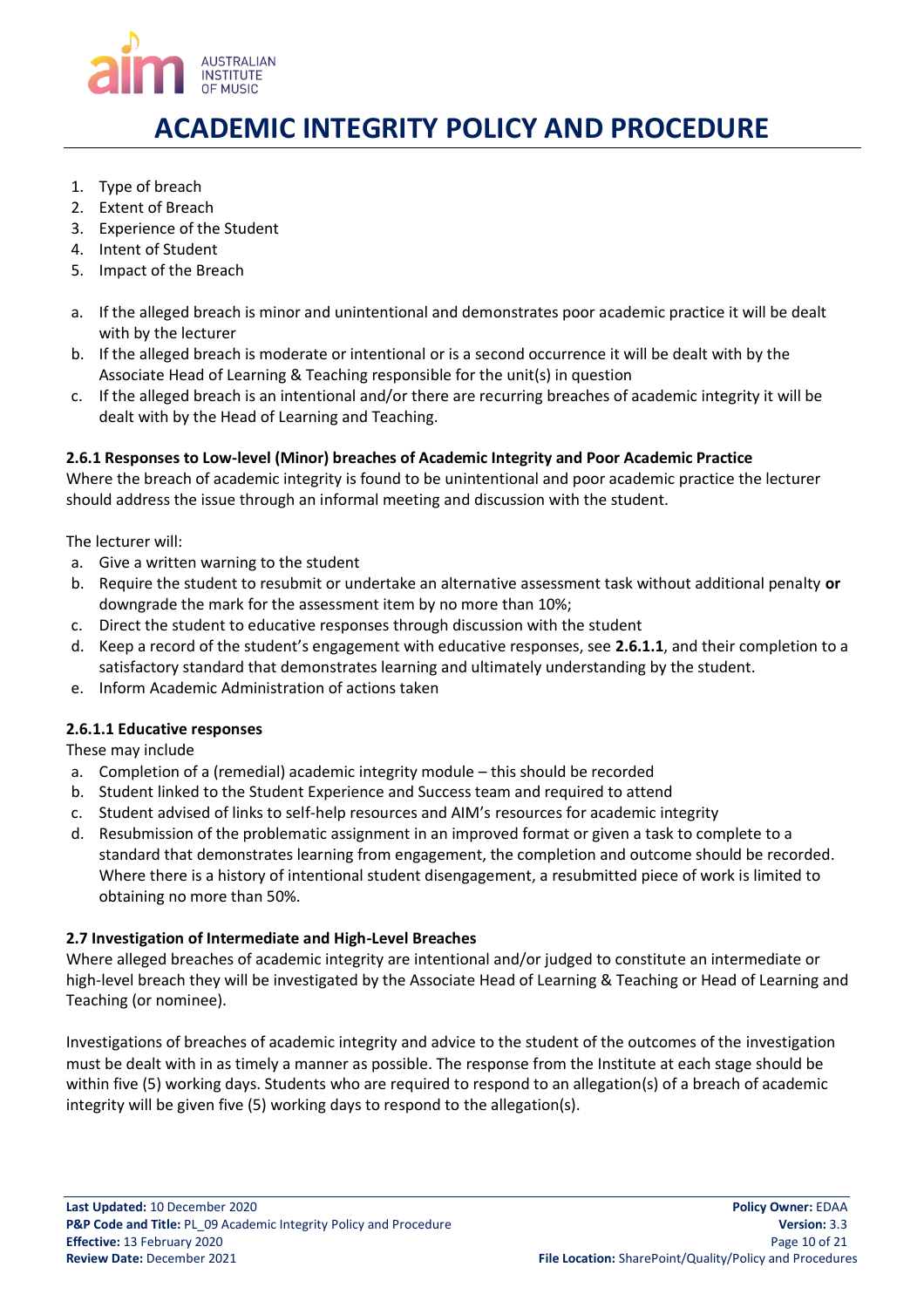1. Type of breach
2. Extent of Breach
3. Experience of the Student
4. Intent of Student
5. Impact of the Breach

a. If the alleged breach is minor and unintentional and demonstrates poor academic practice it will be dealt with by the lecturer
b. If the alleged breach is moderate or intentional or is a second occurrence it will be dealt with by the Associate Head of Learning & Teaching responsible for the unit(s) in question
c. If the alleged breach is an intentional and/or there are recurring breaches of academic integrity it will be dealt with by the Head of Learning and Teaching.

#### 2.6.1 Responses to Low-level (Minor) breaches of Academic Integrity and Poor Academic Practice

Where the breach of academic integrity is found to be unintentional and poor academic practice the lecturer should address the issue through an informal meeting and discussion with the student.

The lecturer will:

a. Give a written warning to the student
b. Require the student to resubmit or undertake an alternative assessment task without additional penalty **or** downgrade the mark for the assessment item by no more than 10%;
c. Direct the student to educative responses through discussion with the student
d. Keep a record of the student's engagement with educative responses, see **2.6.1.1**, and their completion to a satisfactory standard that demonstrates learning and ultimately understanding by the student.
e. Inform Academic Administration of actions taken

#### 2.6.1.1 Educative responses

These may include

a. Completion of a (remedial) academic integrity module – this should be recorded
b. Student linked to the Student Experience and Success team and required to attend
c. Student advised of links to self-help resources and AIM's resources for academic integrity
d. Resubmission of the problematic assignment in an improved format or given a task to complete to a standard that demonstrates learning from engagement, the completion and outcome should be recorded. Where there is a history of intentional student disengagement, a resubmitted piece of work is limited to obtaining no more than 50%.

### 2.7 Investigation of Intermediate and High-Level Breaches

Where alleged breaches of academic integrity are intentional and/or judged to constitute an intermediate or high-level breach they will be investigated by the Associate Head of Learning & Teaching or Head of Learning and Teaching (or nominee).

Investigations of breaches of academic integrity and advice to the student of the outcomes of the investigation must be dealt with in as timely a manner as possible. The response from the Institute at each stage should be within five (5) working days. Students who are required to respond to an allegation(s) of a breach of academic integrity will be given five (5) working days to respond to the allegation(s).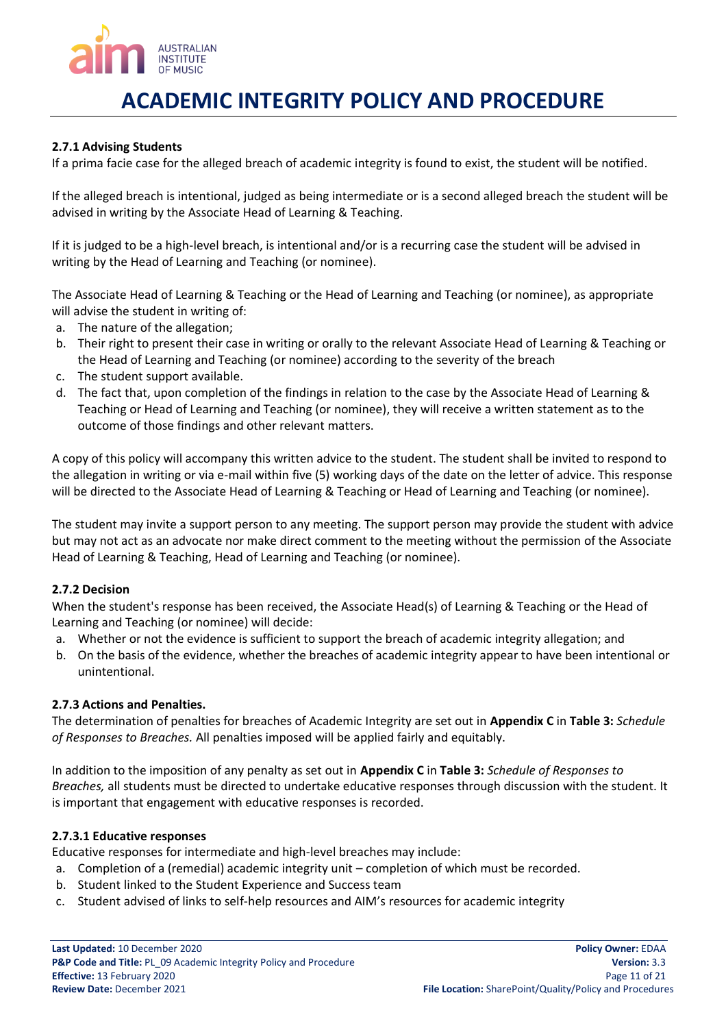#### 2.7.1 Advising Students

If a prima facie case for the alleged breach of academic integrity is found to exist, the student will be notified.

If the alleged breach is intentional, judged as being intermediate or is a second alleged breach the student will be advised in writing by the Associate Head of Learning & Teaching.

If it is judged to be a high-level breach, is intentional and/or is a recurring case the student will be advised in writing by the Head of Learning and Teaching (or nominee).

The Associate Head of Learning & Teaching or the Head of Learning and Teaching (or nominee), as appropriate will advise the student in writing of:

a. The nature of the allegation;
b. Their right to present their case in writing or orally to the relevant Associate Head of Learning & Teaching or the Head of Learning and Teaching (or nominee) according to the severity of the breach
c. The student support available.
d. The fact that, upon completion of the findings in relation to the case by the Associate Head of Learning & Teaching or Head of Learning and Teaching (or nominee), they will receive a written statement as to the outcome of those findings and other relevant matters.

A copy of this policy will accompany this written advice to the student. The student shall be invited to respond to the allegation in writing or via e-mail within five (5) working days of the date on the letter of advice. This response will be directed to the Associate Head of Learning & Teaching or Head of Learning and Teaching (or nominee).

The student may invite a support person to any meeting. The support person may provide the student with advice but may not act as an advocate nor make direct comment to the meeting without the permission of the Associate Head of Learning & Teaching, Head of Learning and Teaching (or nominee).

#### 2.7.2 Decision

When the student's response has been received, the Associate Head(s) of Learning & Teaching or the Head of Learning and Teaching (or nominee) will decide:

a. Whether or not the evidence is sufficient to support the breach of academic integrity allegation; and
b. On the basis of the evidence, whether the breaches of academic integrity appear to have been intentional or unintentional.

#### 2.7.3 Actions and Penalties.

The determination of penalties for breaches of Academic Integrity are set out in **Appendix C** in **Table 3:** *Schedule of Responses to Breaches.* All penalties imposed will be applied fairly and equitably.

In addition to the imposition of any penalty as set out in **Appendix C** in **Table 3:** *Schedule of Responses to Breaches,* all students must be directed to undertake educative responses through discussion with the student. It is important that engagement with educative responses is recorded.

#### 2.7.3.1 Educative responses

Educative responses for intermediate and high-level breaches may include:

a. Completion of a (remedial) academic integrity unit – completion of which must be recorded.
b. Student linked to the Student Experience and Success team
c. Student advised of links to self-help resources and AIM's resources for academic integrity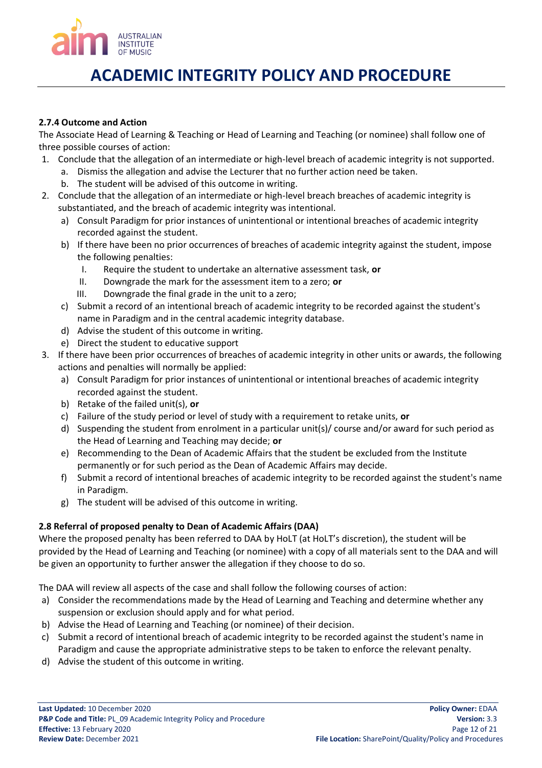#### 2.7.4 Outcome and Action

The Associate Head of Learning & Teaching or Head of Learning and Teaching (or nominee) shall follow one of three possible courses of action:

1. Conclude that the allegation of an intermediate or high-level breach of academic integrity is not supported.
   a. Dismiss the allegation and advise the Lecturer that no further action need be taken.
   b. The student will be advised of this outcome in writing.
2. Conclude that the allegation of an intermediate or high-level breach breaches of academic integrity is substantiated, and the breach of academic integrity was intentional.
   a) Consult Paradigm for prior instances of unintentional or intentional breaches of academic integrity recorded against the student.
   b) If there have been no prior occurrences of breaches of academic integrity against the student, impose the following penalties:
      I. Require the student to undertake an alternative assessment task, **or**
      II. Downgrade the mark for the assessment item to a zero; **or**
      III. Downgrade the final grade in the unit to a zero;
   c) Submit a record of an intentional breach of academic integrity to be recorded against the student's name in Paradigm and in the central academic integrity database.
   d) Advise the student of this outcome in writing.
   e) Direct the student to educative support
3. If there have been prior occurrences of breaches of academic integrity in other units or awards, the following actions and penalties will normally be applied:
   a) Consult Paradigm for prior instances of unintentional or intentional breaches of academic integrity recorded against the student.
   b) Retake of the failed unit(s), **or**
   c) Failure of the study period or level of study with a requirement to retake units, **or**
   d) Suspending the student from enrolment in a particular unit(s)/ course and/or award for such period as the Head of Learning and Teaching may decide; **or**
   e) Recommending to the Dean of Academic Affairs that the student be excluded from the Institute permanently or for such period as the Dean of Academic Affairs may decide.
   f) Submit a record of intentional breaches of academic integrity to be recorded against the student's name in Paradigm.
   g) The student will be advised of this outcome in writing.

### 2.8 Referral of proposed penalty to Dean of Academic Affairs (DAA)

Where the proposed penalty has been referred to DAA by HoLT (at HoLT's discretion), the student will be provided by the Head of Learning and Teaching (or nominee) with a copy of all materials sent to the DAA and will be given an opportunity to further answer the allegation if they choose to do so.

The DAA will review all aspects of the case and shall follow the following courses of action:

a) Consider the recommendations made by the Head of Learning and Teaching and determine whether any suspension or exclusion should apply and for what period.
b) Advise the Head of Learning and Teaching (or nominee) of their decision.
c) Submit a record of intentional breach of academic integrity to be recorded against the student's name in Paradigm and cause the appropriate administrative steps to be taken to enforce the relevant penalty.
d) Advise the student of this outcome in writing.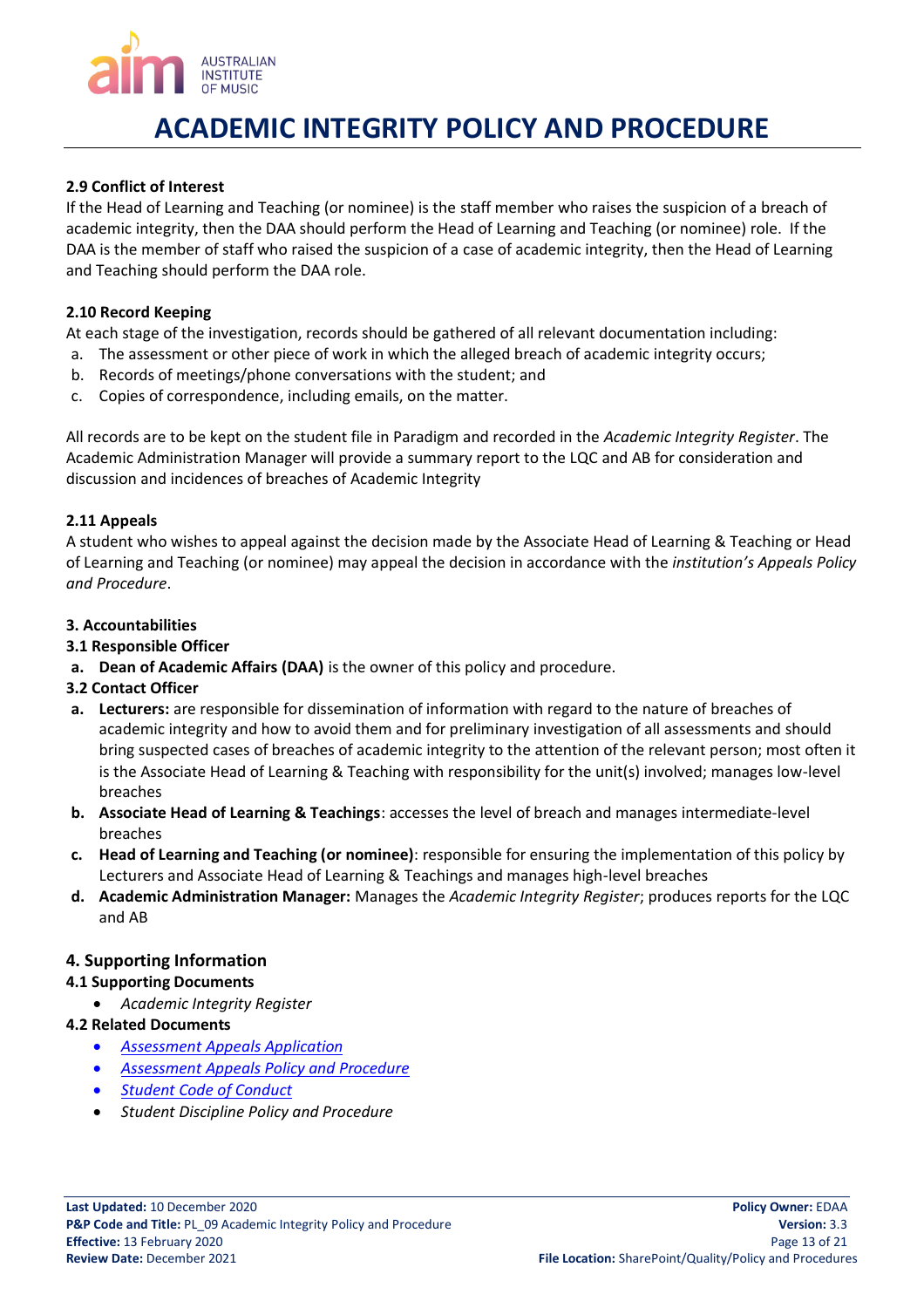#### 2.9 Conflict of Interest

If the Head of Learning and Teaching (or nominee) is the staff member who raises the suspicion of a breach of academic integrity, then the DAA should perform the Head of Learning and Teaching (or nominee) role. If the DAA is the member of staff who raised the suspicion of a case of academic integrity, then the Head of Learning and Teaching should perform the DAA role.

#### 2.10 Record Keeping

At each stage of the investigation, records should be gathered of all relevant documentation including:

a. The assessment or other piece of work in which the alleged breach of academic integrity occurs;
b. Records of meetings/phone conversations with the student; and
c. Copies of correspondence, including emails, on the matter.

All records are to be kept on the student file in Paradigm and recorded in the *Academic Integrity Register*. The Academic Administration Manager will provide a summary report to the LQC and AB for consideration and discussion and incidences of breaches of Academic Integrity

#### 2.11 Appeals

A student who wishes to appeal against the decision made by the Associate Head of Learning & Teaching or Head of Learning and Teaching (or nominee) may appeal the decision in accordance with the *institution's Appeals Policy and Procedure*.

### 3. Accountabilities

#### 3.1 Responsible Officer

a. **Dean of Academic Affairs (DAA)** is the owner of this policy and procedure.

#### 3.2 Contact Officer

a. **Lecturers:** are responsible for dissemination of information with regard to the nature of breaches of academic integrity and how to avoid them and for preliminary investigation of all assessments and should bring suspected cases of breaches of academic integrity to the attention of the relevant person; most often it is the Associate Head of Learning & Teaching with responsibility for the unit(s) involved; manages low-level breaches
b. **Associate Head of Learning & Teachings**: accesses the level of breach and manages intermediate-level breaches
c. **Head of Learning and Teaching (or nominee)**: responsible for ensuring the implementation of this policy by Lecturers and Associate Head of Learning & Teachings and manages high-level breaches
d. **Academic Administration Manager:** Manages the *Academic Integrity Register*; produces reports for the LQC and AB

### 4. Supporting Information

#### 4.1 Supporting Documents

- *Academic Integrity Register*

#### 4.2 Related Documents

- *Assessment Appeals Application*
- *Assessment Appeals Policy and Procedure*
- *Student Code of Conduct*
- *Student Discipline Policy and Procedure*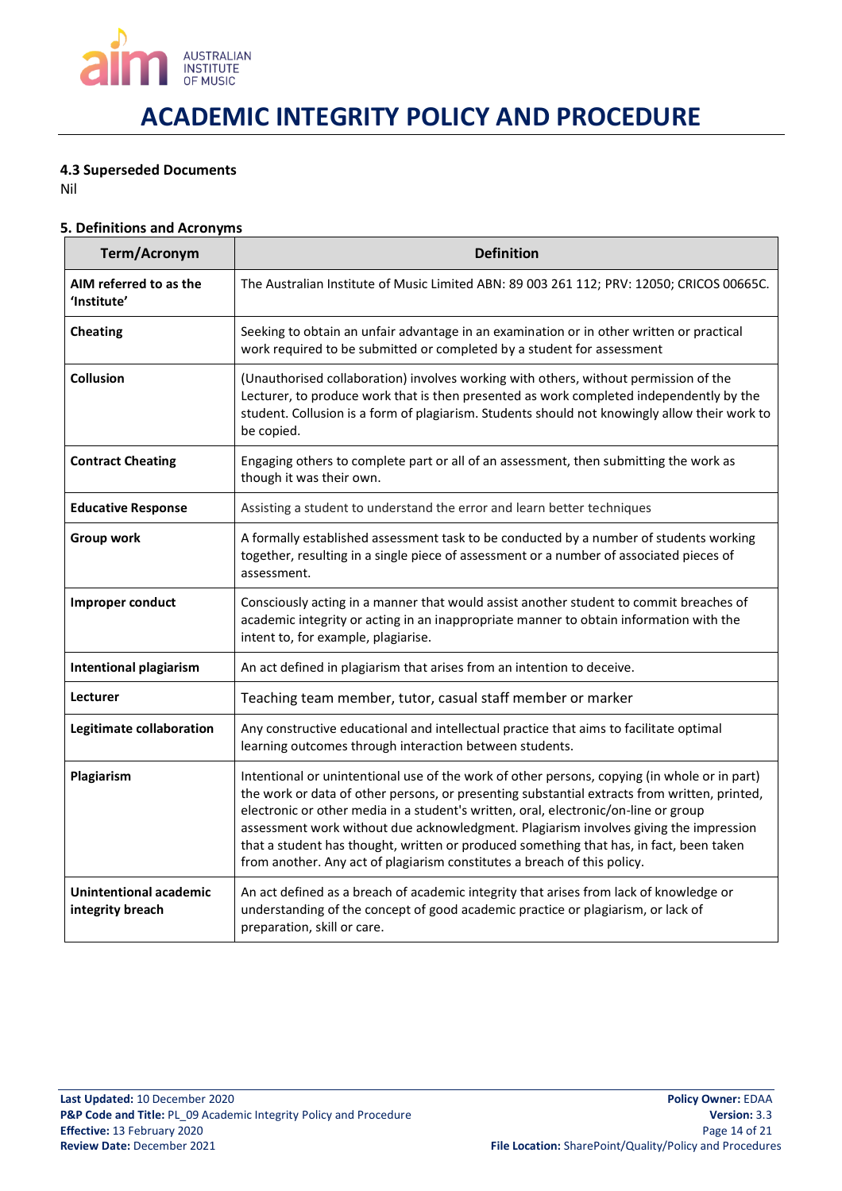#### 4.3 Superseded Documents

Nil

#### 5. Definitions and Acronyms

| Term/Acronym | Definition |
|---|---|
| **AIM referred to as the 'Institute'** | The Australian Institute of Music Limited ABN: 89 003 261 112; PRV: 12050; CRICOS 00665C. |
| **Cheating** | Seeking to obtain an unfair advantage in an examination or in other written or practical work required to be submitted or completed by a student for assessment |
| **Collusion** | (Unauthorised collaboration) involves working with others, without permission of the Lecturer, to produce work that is then presented as work completed independently by the student. Collusion is a form of plagiarism. Students should not knowingly allow their work to be copied. |
| **Contract Cheating** | Engaging others to complete part or all of an assessment, then submitting the work as though it was their own. |
| **Educative Response** | Assisting a student to understand the error and learn better techniques |
| **Group work** | A formally established assessment task to be conducted by a number of students working together, resulting in a single piece of assessment or a number of associated pieces of assessment. |
| **Improper conduct** | Consciously acting in a manner that would assist another student to commit breaches of academic integrity or acting in an inappropriate manner to obtain information with the intent to, for example, plagiarise. |
| **Intentional plagiarism** | An act defined in plagiarism that arises from an intention to deceive. |
| **Lecturer** | Teaching team member, tutor, casual staff member or marker |
| **Legitimate collaboration** | Any constructive educational and intellectual practice that aims to facilitate optimal learning outcomes through interaction between students. |
| **Plagiarism** | Intentional or unintentional use of the work of other persons, copying (in whole or in part) the work or data of other persons, or presenting substantial extracts from written, printed, electronic or other media in a student's written, oral, electronic/on-line or group assessment work without due acknowledgment. Plagiarism involves giving the impression that a student has thought, written or produced something that has, in fact, been taken from another. Any act of plagiarism constitutes a breach of this policy. |
| **Unintentional academic integrity breach** | An act defined as a breach of academic integrity that arises from lack of knowledge or understanding of the concept of good academic practice or plagiarism, or lack of preparation, skill or care. |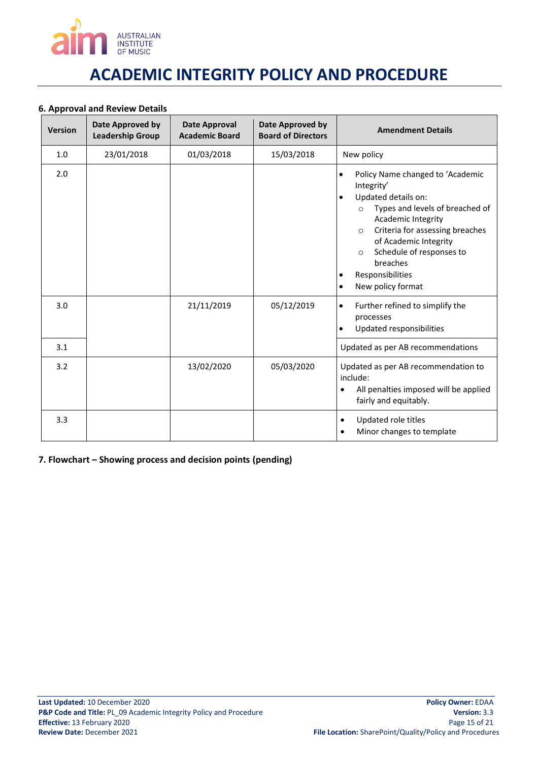# ACADEMIC INTEGRITY POLICY AND PROCEDURE

### 6. Approval and Review Details

| Version | Date Approved by Leadership Group | Date Approval Academic Board | Date Approved by Board of Directors | Amendment Details |
|---|---|---|---|---|
| 1.0 | 23/01/2018 | 01/03/2018 | 15/03/2018 | New policy |
| 2.0 | | | | • Policy Name changed to 'Academic Integrity'<br>• Updated details on:<br>  ○ Types and levels of breached of Academic Integrity<br>  ○ Criteria for assessing breaches of Academic Integrity<br>  ○ Schedule of responses to breaches<br>• Responsibilities<br>• New policy format |
| 3.0 | | 21/11/2019 | 05/12/2019 | • Further refined to simplify the processes<br>• Updated responsibilities |
| 3.1 | | | | Updated as per AB recommendations |
| 3.2 | | 13/02/2020 | 05/03/2020 | Updated as per AB recommendation to include:<br>• All penalties imposed will be applied fairly and equitably. |
| 3.3 | | | | • Updated role titles<br>• Minor changes to template |

### 7. Flowchart – Showing process and decision points (pending)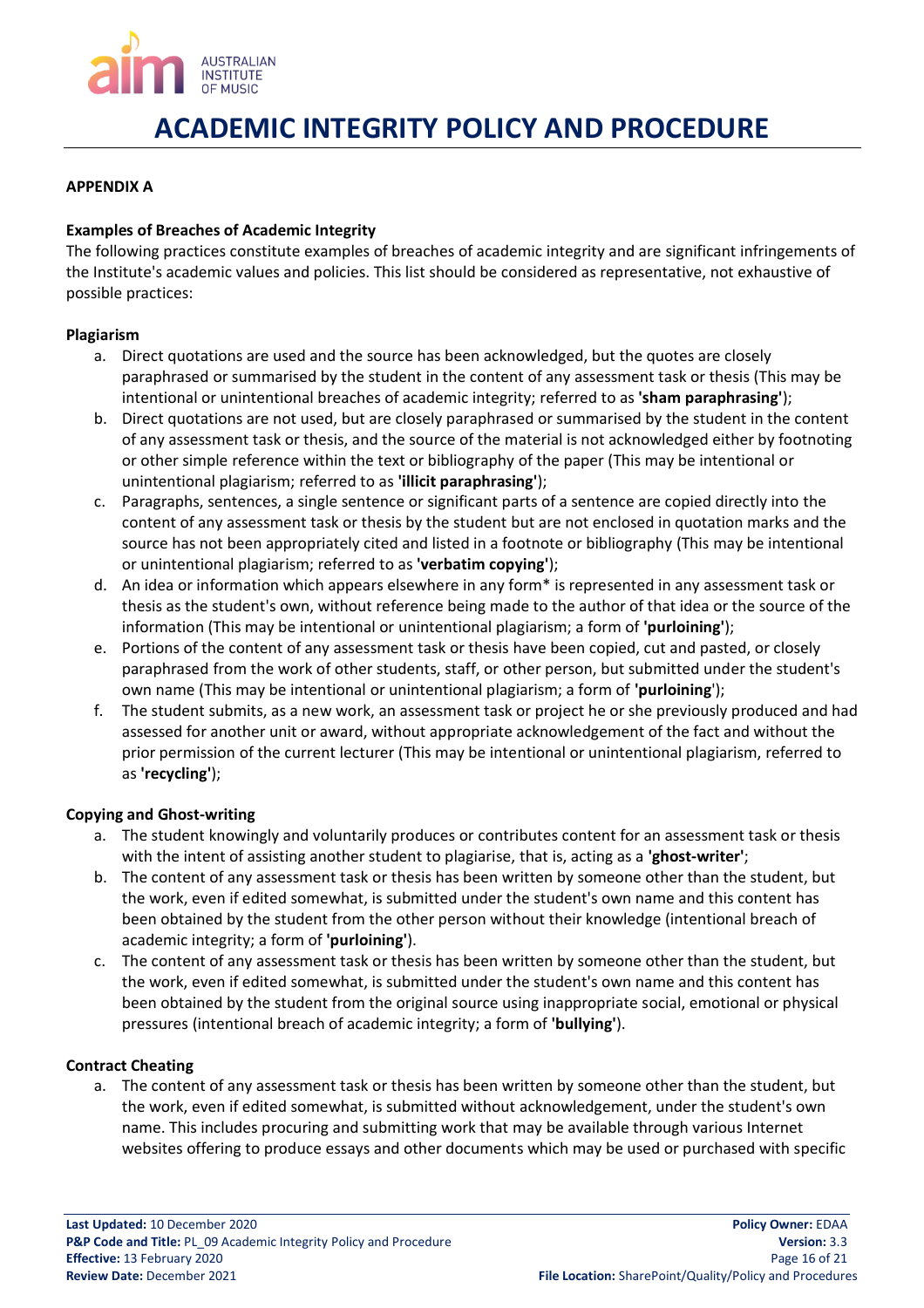# ACADEMIC INTEGRITY POLICY AND PROCEDURE

**APPENDIX A**

**Examples of Breaches of Academic Integrity**

The following practices constitute examples of breaches of academic integrity and are significant infringements of the Institute's academic values and policies. This list should be considered as representative, not exhaustive of possible practices:

**Plagiarism**

a. Direct quotations are used and the source has been acknowledged, but the quotes are closely paraphrased or summarised by the student in the content of any assessment task or thesis (This may be intentional or unintentional breaches of academic integrity; referred to as **'sham paraphrasing'**);
b. Direct quotations are not used, but are closely paraphrased or summarised by the student in the content of any assessment task or thesis, and the source of the material is not acknowledged either by footnoting or other simple reference within the text or bibliography of the paper (This may be intentional or unintentional plagiarism; referred to as **'illicit paraphrasing'**);
c. Paragraphs, sentences, a single sentence or significant parts of a sentence are copied directly into the content of any assessment task or thesis by the student but are not enclosed in quotation marks and the source has not been appropriately cited and listed in a footnote or bibliography (This may be intentional or unintentional plagiarism; referred to as **'verbatim copying'**);
d. An idea or information which appears elsewhere in any form* is represented in any assessment task or thesis as the student's own, without reference being made to the author of that idea or the source of the information (This may be intentional or unintentional plagiarism; a form of **'purloining'**);
e. Portions of the content of any assessment task or thesis have been copied, cut and pasted, or closely paraphrased from the work of other students, staff, or other person, but submitted under the student's own name (This may be intentional or unintentional plagiarism; a form of **'purloining**');
f. The student submits, as a new work, an assessment task or project he or she previously produced and had assessed for another unit or award, without appropriate acknowledgement of the fact and without the prior permission of the current lecturer (This may be intentional or unintentional plagiarism, referred to as **'recycling'**);

**Copying and Ghost-writing**

a. The student knowingly and voluntarily produces or contributes content for an assessment task or thesis with the intent of assisting another student to plagiarise, that is, acting as a **'ghost-writer'**;
b. The content of any assessment task or thesis has been written by someone other than the student, but the work, even if edited somewhat, is submitted under the student's own name and this content has been obtained by the student from the other person without their knowledge (intentional breach of academic integrity; a form of **'purloining'**).
c. The content of any assessment task or thesis has been written by someone other than the student, but the work, even if edited somewhat, is submitted under the student's own name and this content has been obtained by the student from the original source using inappropriate social, emotional or physical pressures (intentional breach of academic integrity; a form of **'bullying'**).

**Contract Cheating**

a. The content of any assessment task or thesis has been written by someone other than the student, but the work, even if edited somewhat, is submitted without acknowledgement, under the student's own name. This includes procuring and submitting work that may be available through various Internet websites offering to produce essays and other documents which may be used or purchased with specific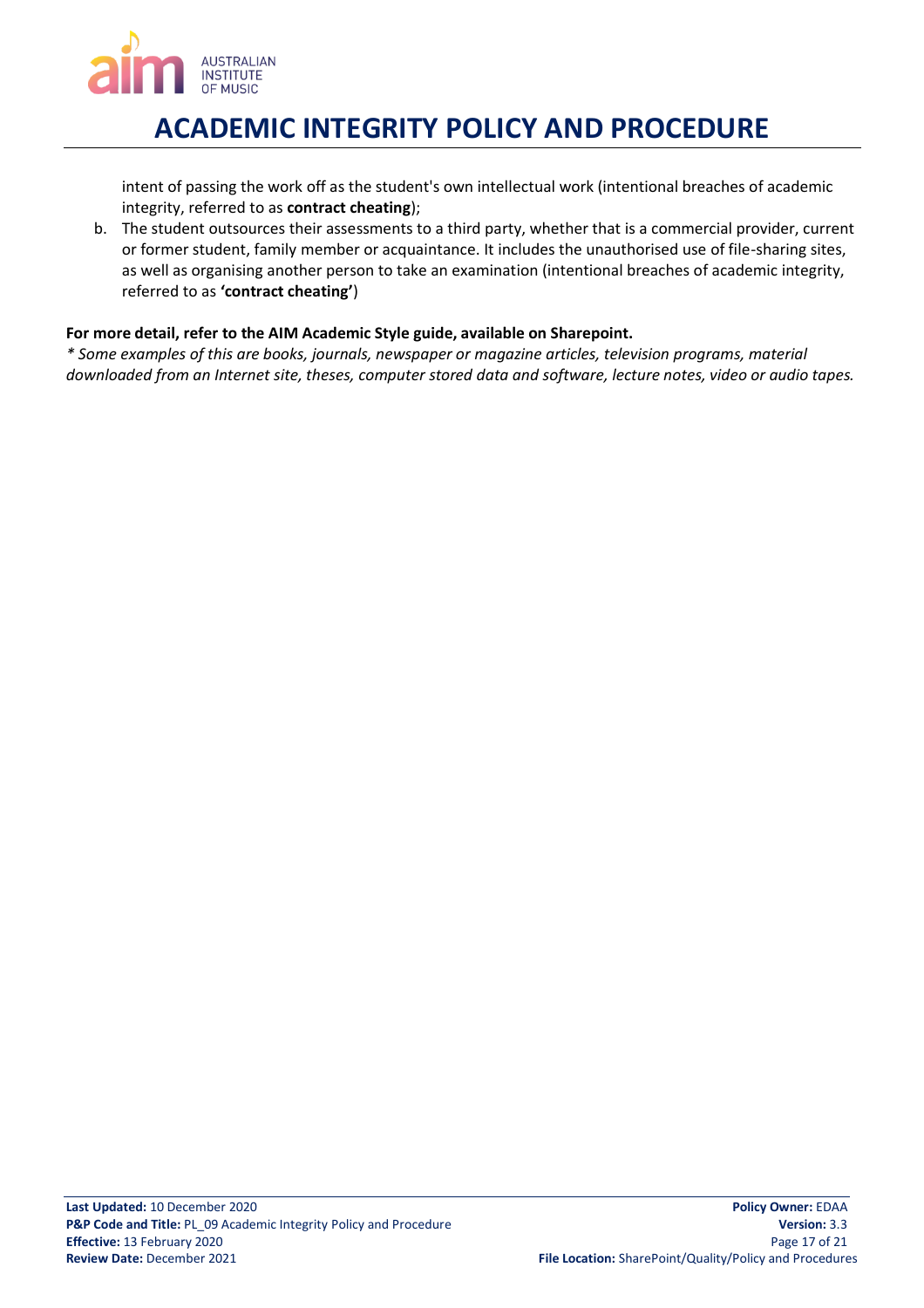intent of passing the work off as the student's own intellectual work (intentional breaches of academic integrity, referred to as **contract cheating**);

b. The student outsources their assessments to a third party, whether that is a commercial provider, current or former student, family member or acquaintance. It includes the unauthorised use of file-sharing sites, as well as organising another person to take an examination (intentional breaches of academic integrity, referred to as **'contract cheating'**)

**For more detail, refer to the AIM Academic Style guide, available on Sharepoint.**

*\* Some examples of this are books, journals, newspaper or magazine articles, television programs, material downloaded from an Internet site, theses, computer stored data and software, lecture notes, video or audio tapes.*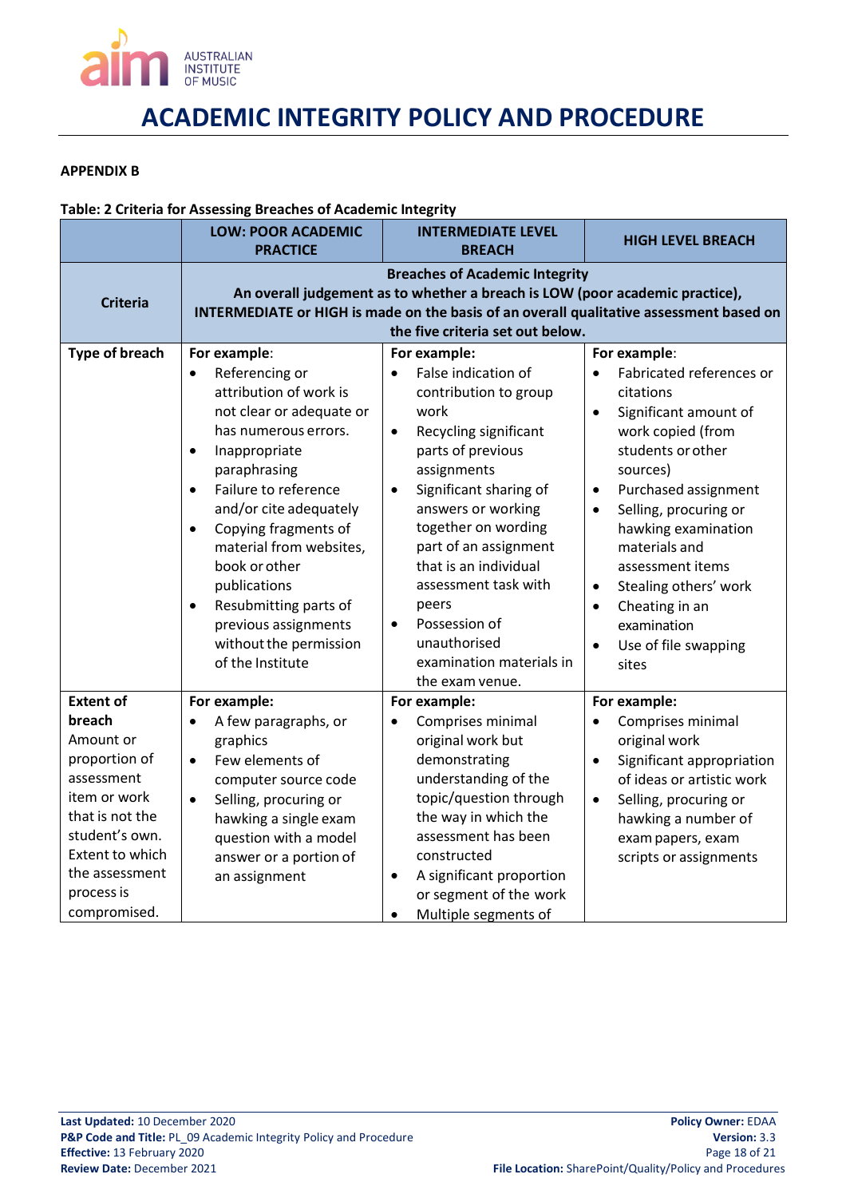# ACADEMIC INTEGRITY POLICY AND PROCEDURE

**APPENDIX B**

**Table: 2 Criteria for Assessing Breaches of Academic Integrity**

| | **LOW: POOR ACADEMIC PRACTICE** | **INTERMEDIATE LEVEL BREACH** | **HIGH LEVEL BREACH** |
|---|---|---|---|
| **Criteria** | **Breaches of Academic Integrity**<br>**An overall judgement as to whether a breach is LOW (poor academic practice), INTERMEDIATE or HIGH is made on the basis of an overall qualitative assessment based on the five criteria set out below.** | | |
| **Type of breach** | **For example**:<br>• Referencing or attribution of work is not clear or adequate or has numerous errors.<br>• Inappropriate paraphrasing<br>• Failure to reference and/or cite adequately<br>• Copying fragments of material from websites, book or other publications<br>• Resubmitting parts of previous assignments without the permission of the Institute | **For example:**<br>• False indication of contribution to group work<br>• Recycling significant parts of previous assignments<br>• Significant sharing of answers or working together on wording part of an assignment that is an individual assessment task with peers<br>• Possession of unauthorised examination materials in the exam venue. | **For example**:<br>• Fabricated references or citations<br>• Significant amount of work copied (from students or other sources)<br>• Purchased assignment<br>• Selling, procuring or hawking examination materials and assessment items<br>• Stealing others' work<br>• Cheating in an examination<br>• Use of file swapping sites |
| **Extent of breach**<br>Amount or proportion of assessment item or work that is not the student's own. Extent to which the assessment process is compromised. | **For example:**<br>• A few paragraphs, or graphics<br>• Few elements of computer source code<br>• Selling, procuring or hawking a single exam question with a model answer or a portion of an assignment | **For example:**<br>• Comprises minimal original work but demonstrating understanding of the topic/question through the way in which the assessment has been constructed<br>• A significant proportion or segment of the work<br>• Multiple segments of | **For example:**<br>• Comprises minimal original work<br>• Significant appropriation of ideas or artistic work<br>• Selling, procuring or hawking a number of exam papers, exam scripts or assignments |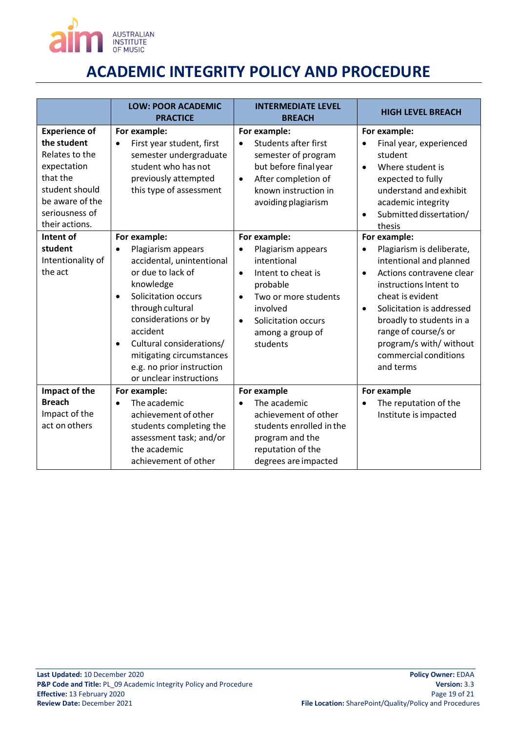# ACADEMIC INTEGRITY POLICY AND PROCEDURE

| | LOW: POOR ACADEMIC PRACTICE | INTERMEDIATE LEVEL BREACH | HIGH LEVEL BREACH |
|---|---|---|---|
| **Experience of the student** Relates to the expectation that the student should be aware of the seriousness of their actions. | **For example:** <br>• First year student, first semester undergraduate student who has not previously attempted this type of assessment | **For example:** <br>• Students after first semester of program but before final year <br>• After completion of known instruction in avoiding plagiarism | **For example:** <br>• Final year, experienced student <br>• Where student is expected to fully understand and exhibit academic integrity <br>• Submitted dissertation/ thesis |
| **Intent of student** Intentionality of the act | **For example:** <br>• Plagiarism appears accidental, unintentional or due to lack of knowledge <br>• Solicitation occurs through cultural considerations or by accident <br>• Cultural considerations/ mitigating circumstances e.g. no prior instruction or unclear instructions | **For example:** <br>• Plagiarism appears intentional <br>• Intent to cheat is probable <br>• Two or more students involved <br>• Solicitation occurs among a group of students | **For example:** <br>• Plagiarism is deliberate, intentional and planned <br>• Actions contravene clear instructions Intent to cheat is evident <br>• Solicitation is addressed broadly to students in a range of course/s or program/s with/ without commercial conditions and terms |
| **Impact of the Breach** Impact of the act on others | **For example:** <br>• The academic achievement of other students completing the assessment task; and/or the academic achievement of other | **For example** <br>• The academic achievement of other students enrolled in the program and the reputation of the degrees are impacted | **For example** <br>• The reputation of the Institute is impacted |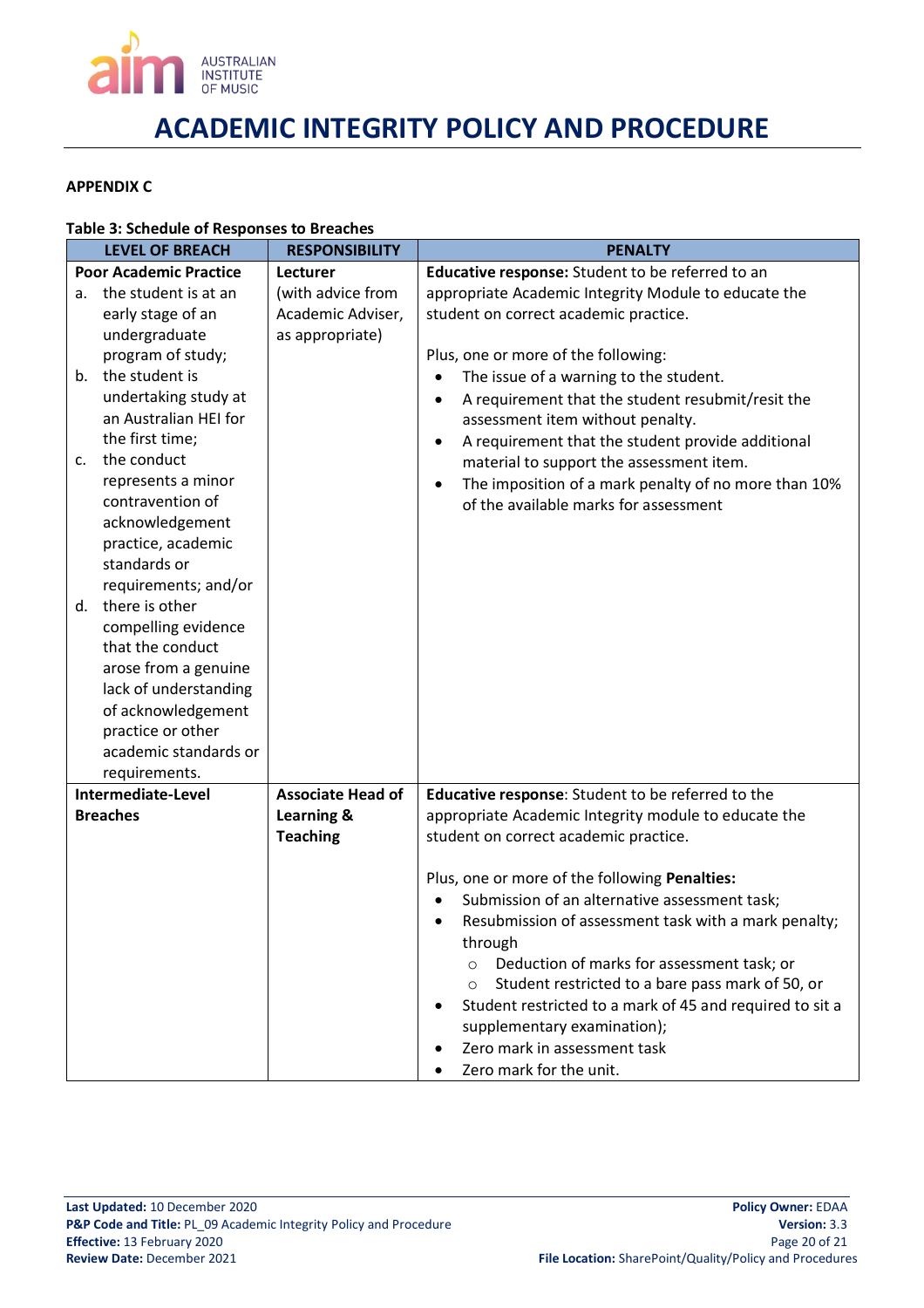# ACADEMIC INTEGRITY POLICY AND PROCEDURE

**APPENDIX C**

**Table 3: Schedule of Responses to Breaches**

| LEVEL OF BREACH | RESPONSIBILITY | PENALTY |
|---|---|---|
| **Poor Academic Practice**<br>a. the student is at an early stage of an undergraduate program of study;<br>b. the student is undertaking study at an Australian HEI for the first time;<br>c. the conduct represents a minor contravention of acknowledgement practice, academic standards or requirements; and/or<br>d. there is other compelling evidence that the conduct arose from a genuine lack of understanding of acknowledgement practice or other academic standards or requirements. | **Lecturer**<br>(with advice from Academic Adviser, as appropriate) | **Educative response:** Student to be referred to an appropriate Academic Integrity Module to educate the student on correct academic practice.<br><br>Plus, one or more of the following:<br>• The issue of a warning to the student.<br>• A requirement that the student resubmit/resit the assessment item without penalty.<br>• A requirement that the student provide additional material to support the assessment item.<br>• The imposition of a mark penalty of no more than 10% of the available marks for assessment |
| **Intermediate-Level Breaches** | **Associate Head of Learning & Teaching** | **Educative response**: Student to be referred to the appropriate Academic Integrity module to educate the student on correct academic practice.<br><br>Plus, one or more of the following **Penalties:**<br>• Submission of an alternative assessment task;<br>• Resubmission of assessment task with a mark penalty; through<br>&nbsp;&nbsp;&nbsp;&nbsp;○ Deduction of marks for assessment task; or<br>&nbsp;&nbsp;&nbsp;&nbsp;○ Student restricted to a bare pass mark of 50, or<br>• Student restricted to a mark of 45 and required to sit a supplementary examination);<br>• Zero mark in assessment task<br>• Zero mark for the unit. |

**Last Updated:** 10 December 2020
**P&P Code and Title:** PL_09 Academic Integrity Policy and Procedure
**Effective:** 13 February 2020
**Review Date:** December 2021
**Policy Owner:** EDAA
**Version:** 3.3
**File Location:** SharePoint/Quality/Policy and Procedures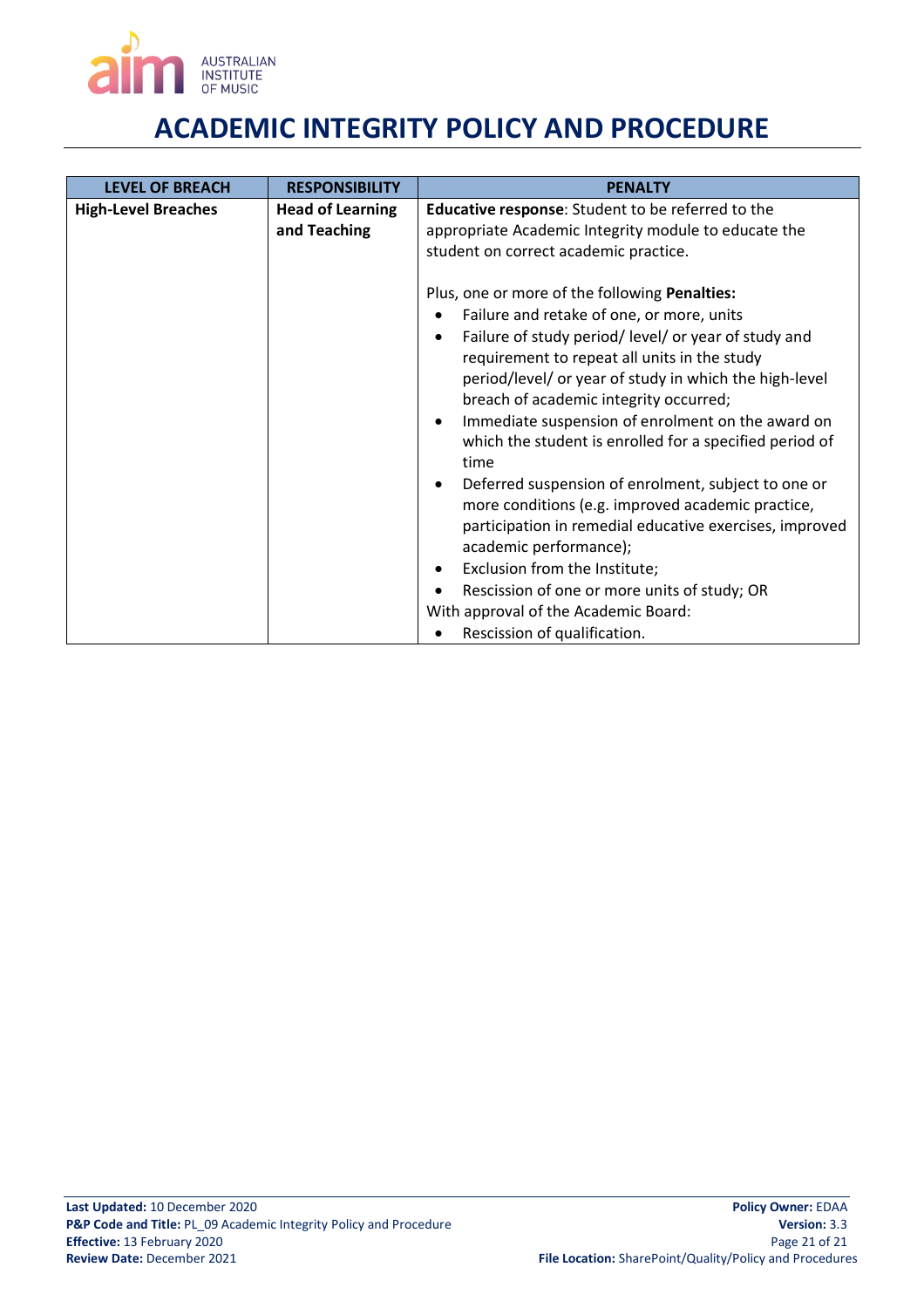# ACADEMIC INTEGRITY POLICY AND PROCEDURE

| LEVEL OF BREACH | RESPONSIBILITY | PENALTY |
|---|---|---|
| **High-Level Breaches** | **Head of Learning and Teaching** | **Educative response**: Student to be referred to the appropriate Academic Integrity module to educate the student on correct academic practice.<br><br>Plus, one or more of the following **Penalties:**<br>• Failure and retake of one, or more, units<br>• Failure of study period/ level/ or year of study and requirement to repeat all units in the study period/level/ or year of study in which the high-level breach of academic integrity occurred;<br>• Immediate suspension of enrolment on the award on which the student is enrolled for a specified period of time<br>• Deferred suspension of enrolment, subject to one or more conditions (e.g. improved academic practice, participation in remedial educative exercises, improved academic performance);<br>• Exclusion from the Institute;<br>• Rescission of one or more units of study; OR<br>With approval of the Academic Board:<br>• Rescission of qualification. |